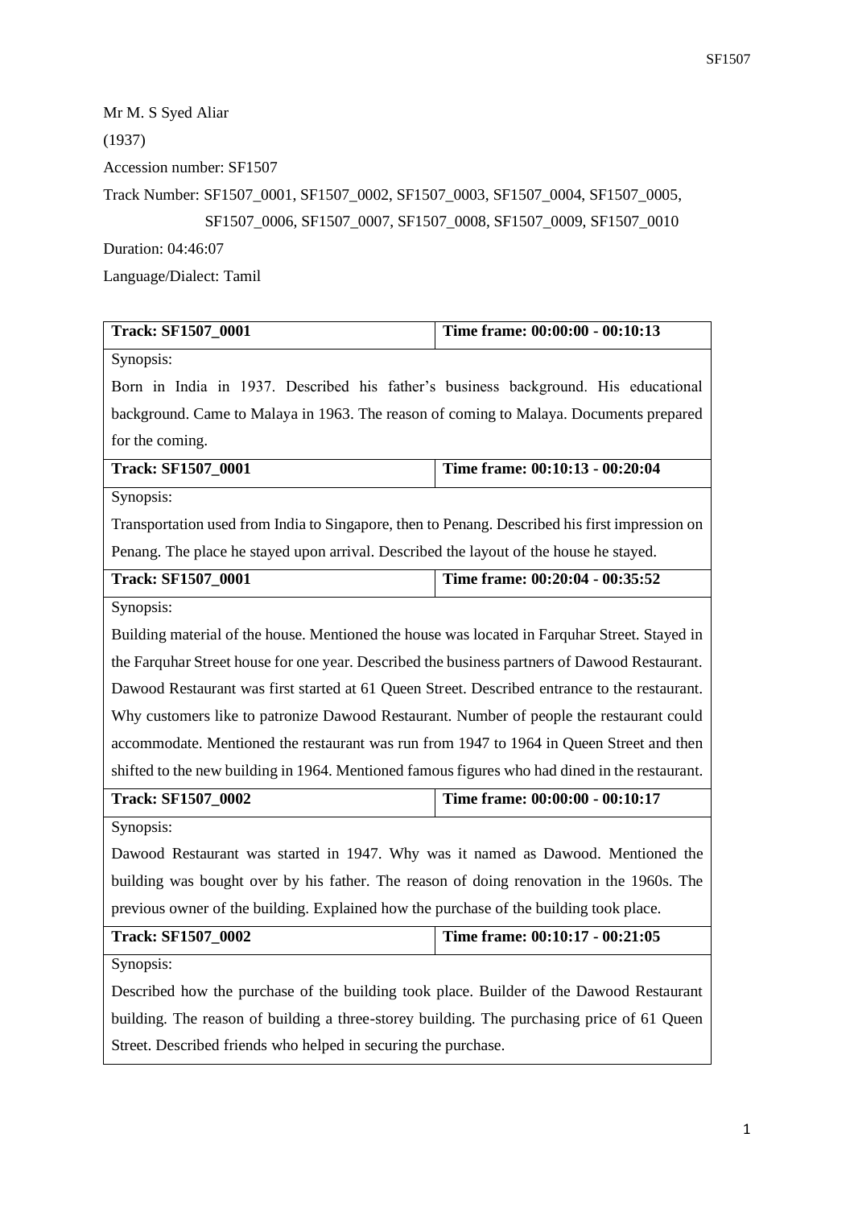Mr M. S Syed Aliar

(1937)

Accession number: SF1507

Track Number: SF1507_0001, SF1507_0002, SF1507_0003, SF1507_0004, SF1507_0005, SF1507_0006, SF1507_0007, SF1507_0008, SF1507_0009, SF1507_0010

Duration: 04:46:07

Language/Dialect: Tamil

| **Track: SF1507_0001** | **Time frame: 00:00:00 - 00:10:13** |
|---|---|
| Synopsis: Born in India in 1937. Described his father's business background. His educational background. Came to Malaya in 1963. The reason of coming to Malaya. Documents prepared for the coming. | |
| **Track: SF1507_0001** | **Time frame: 00:10:13 - 00:20:04** |
| Synopsis: Transportation used from India to Singapore, then to Penang. Described his first impression on Penang. The place he stayed upon arrival. Described the layout of the house he stayed. | |
| **Track: SF1507_0001** | **Time frame: 00:20:04 - 00:35:52** |
| Synopsis: Building material of the house. Mentioned the house was located in Farquhar Street. Stayed in the Farquhar Street house for one year. Described the business partners of Dawood Restaurant. Dawood Restaurant was first started at 61 Queen Street. Described entrance to the restaurant. Why customers like to patronize Dawood Restaurant. Number of people the restaurant could accommodate. Mentioned the restaurant was run from 1947 to 1964 in Queen Street and then shifted to the new building in 1964. Mentioned famous figures who had dined in the restaurant. | |
| **Track: SF1507_0002** | **Time frame: 00:00:00 - 00:10:17** |
| Synopsis: Dawood Restaurant was started in 1947. Why was it named as Dawood. Mentioned the building was bought over by his father. The reason of doing renovation in the 1960s. The previous owner of the building. Explained how the purchase of the building took place. | |
| **Track: SF1507_0002** | **Time frame: 00:10:17 - 00:21:05** |
| Synopsis: Described how the purchase of the building took place. Builder of the Dawood Restaurant building. The reason of building a three-storey building. The purchasing price of 61 Queen Street. Described friends who helped in securing the purchase. | |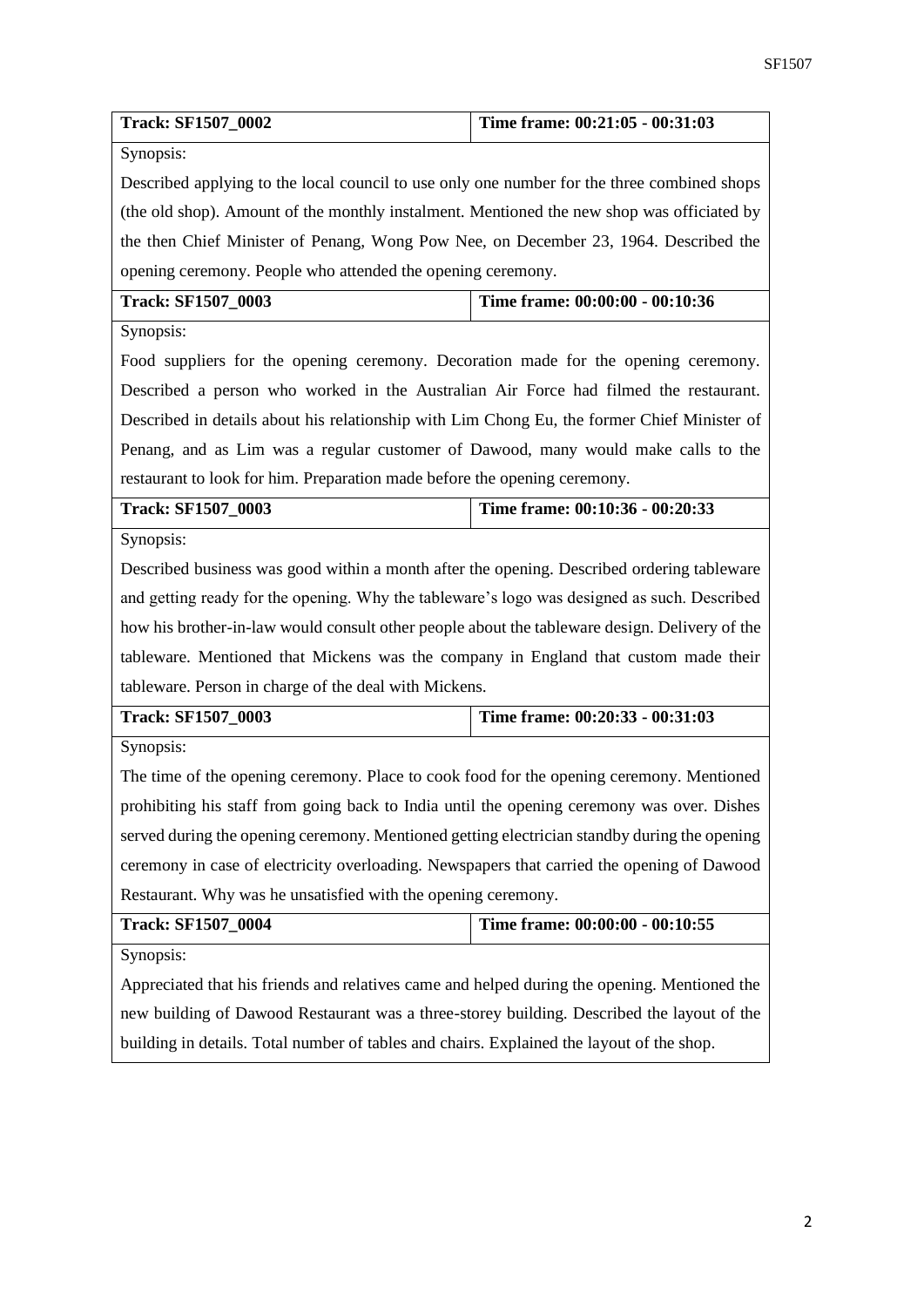| **Track: SF1507_0002** | **Time frame: 00:21:05 - 00:31:03** |
| --- | --- |
| Synopsis: | |
| Described applying to the local council to use only one number for the three combined shops (the old shop). Amount of the monthly instalment. Mentioned the new shop was officiated by the then Chief Minister of Penang, Wong Pow Nee, on December 23, 1964. Described the opening ceremony. People who attended the opening ceremony. | |
| **Track: SF1507_0003** | **Time frame: 00:00:00 - 00:10:36** |
| Synopsis: | |
| Food suppliers for the opening ceremony. Decoration made for the opening ceremony. Described a person who worked in the Australian Air Force had filmed the restaurant. Described in details about his relationship with Lim Chong Eu, the former Chief Minister of Penang, and as Lim was a regular customer of Dawood, many would make calls to the restaurant to look for him. Preparation made before the opening ceremony. | |
| **Track: SF1507_0003** | **Time frame: 00:10:36 - 00:20:33** |
| Synopsis: | |
| Described business was good within a month after the opening. Described ordering tableware and getting ready for the opening. Why the tableware's logo was designed as such. Described how his brother-in-law would consult other people about the tableware design. Delivery of the tableware. Mentioned that Mickens was the company in England that custom made their tableware. Person in charge of the deal with Mickens. | |
| **Track: SF1507_0003** | **Time frame: 00:20:33 - 00:31:03** |
| Synopsis: | |
| The time of the opening ceremony. Place to cook food for the opening ceremony. Mentioned prohibiting his staff from going back to India until the opening ceremony was over. Dishes served during the opening ceremony. Mentioned getting electrician standby during the opening ceremony in case of electricity overloading. Newspapers that carried the opening of Dawood Restaurant. Why was he unsatisfied with the opening ceremony. | |
| **Track: SF1507_0004** | **Time frame: 00:00:00 - 00:10:55** |
| Synopsis: | |
| Appreciated that his friends and relatives came and helped during the opening. Mentioned the new building of Dawood Restaurant was a three-storey building. Described the layout of the building in details. Total number of tables and chairs. Explained the layout of the shop. | |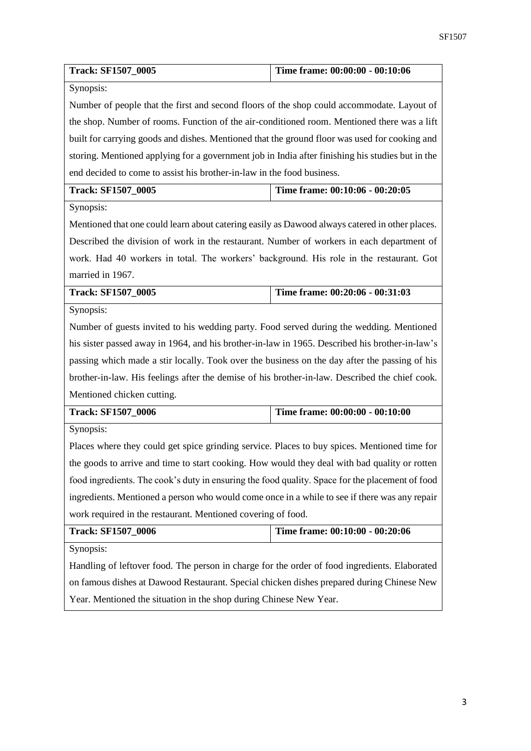| Track: SF1507_0005 | Time frame: 00:00:00 - 00:10:06 |
|---|---|
| Synopsis: | |
| Number of people that the first and second floors of the shop could accommodate. Layout of the shop. Number of rooms. Function of the air-conditioned room. Mentioned there was a lift built for carrying goods and dishes. Mentioned that the ground floor was used for cooking and storing. Mentioned applying for a government job in India after finishing his studies but in the end decided to come to assist his brother-in-law in the food business. | |
| **Track: SF1507_0005** | **Time frame: 00:10:06 - 00:20:05** |
| Synopsis: | |
| Mentioned that one could learn about catering easily as Dawood always catered in other places. Described the division of work in the restaurant. Number of workers in each department of work. Had 40 workers in total. The workers' background. His role in the restaurant. Got married in 1967. | |
| **Track: SF1507_0005** | **Time frame: 00:20:06 - 00:31:03** |
| Synopsis: | |
| Number of guests invited to his wedding party. Food served during the wedding. Mentioned his sister passed away in 1964, and his brother-in-law in 1965. Described his brother-in-law's passing which made a stir locally. Took over the business on the day after the passing of his brother-in-law. His feelings after the demise of his brother-in-law. Described the chief cook. Mentioned chicken cutting. | |
| **Track: SF1507_0006** | **Time frame: 00:00:00 - 00:10:00** |
| Synopsis: | |
| Places where they could get spice grinding service. Places to buy spices. Mentioned time for the goods to arrive and time to start cooking. How would they deal with bad quality or rotten food ingredients. The cook's duty in ensuring the food quality. Space for the placement of food ingredients. Mentioned a person who would come once in a while to see if there was any repair work required in the restaurant. Mentioned covering of food. | |
| **Track: SF1507_0006** | **Time frame: 00:10:00 - 00:20:06** |
| Synopsis: | |
| Handling of leftover food. The person in charge for the order of food ingredients. Elaborated on famous dishes at Dawood Restaurant. Special chicken dishes prepared during Chinese New Year. Mentioned the situation in the shop during Chinese New Year. | |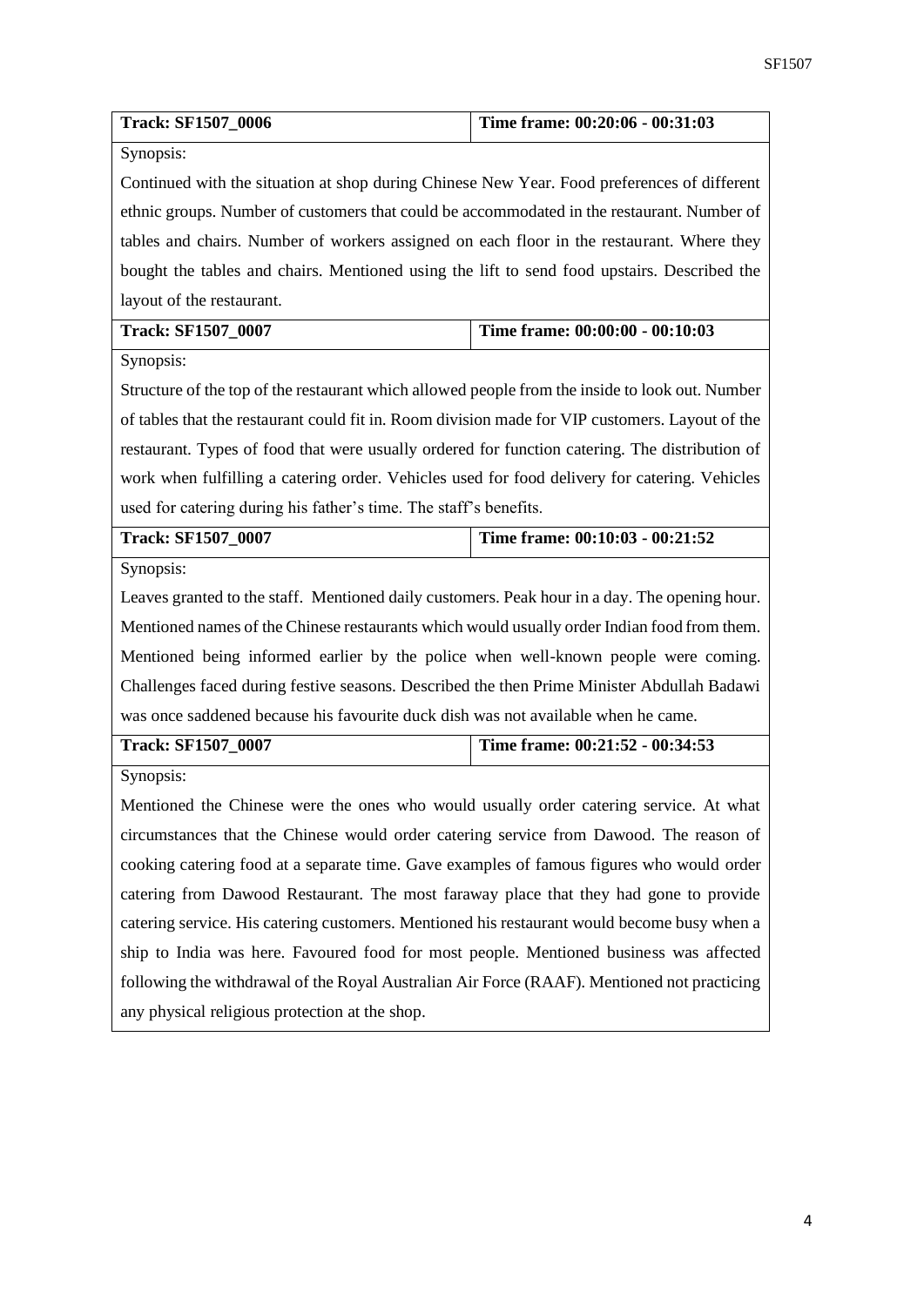| Track: SF1507_0006 | Time frame: 00:20:06 - 00:31:03 |
|---|---|
| Synopsis: | |
| Continued with the situation at shop during Chinese New Year. Food preferences of different ethnic groups. Number of customers that could be accommodated in the restaurant. Number of tables and chairs. Number of workers assigned on each floor in the restaurant. Where they bought the tables and chairs. Mentioned using the lift to send food upstairs. Described the layout of the restaurant. | |
| **Track: SF1507_0007** | **Time frame: 00:00:00 - 00:10:03** |
| Synopsis: | |
| Structure of the top of the restaurant which allowed people from the inside to look out. Number of tables that the restaurant could fit in. Room division made for VIP customers. Layout of the restaurant. Types of food that were usually ordered for function catering. The distribution of work when fulfilling a catering order. Vehicles used for food delivery for catering. Vehicles used for catering during his father's time. The staff's benefits. | |
| **Track: SF1507_0007** | **Time frame: 00:10:03 - 00:21:52** |
| Synopsis: | |
| Leaves granted to the staff. Mentioned daily customers. Peak hour in a day. The opening hour. Mentioned names of the Chinese restaurants which would usually order Indian food from them. Mentioned being informed earlier by the police when well-known people were coming. Challenges faced during festive seasons. Described the then Prime Minister Abdullah Badawi was once saddened because his favourite duck dish was not available when he came. | |
| **Track: SF1507_0007** | **Time frame: 00:21:52 - 00:34:53** |
| Synopsis: | |
| Mentioned the Chinese were the ones who would usually order catering service. At what circumstances that the Chinese would order catering service from Dawood. The reason of cooking catering food at a separate time. Gave examples of famous figures who would order catering from Dawood Restaurant. The most faraway place that they had gone to provide catering service. His catering customers. Mentioned his restaurant would become busy when a ship to India was here. Favoured food for most people. Mentioned business was affected following the withdrawal of the Royal Australian Air Force (RAAF). Mentioned not practicing any physical religious protection at the shop. | |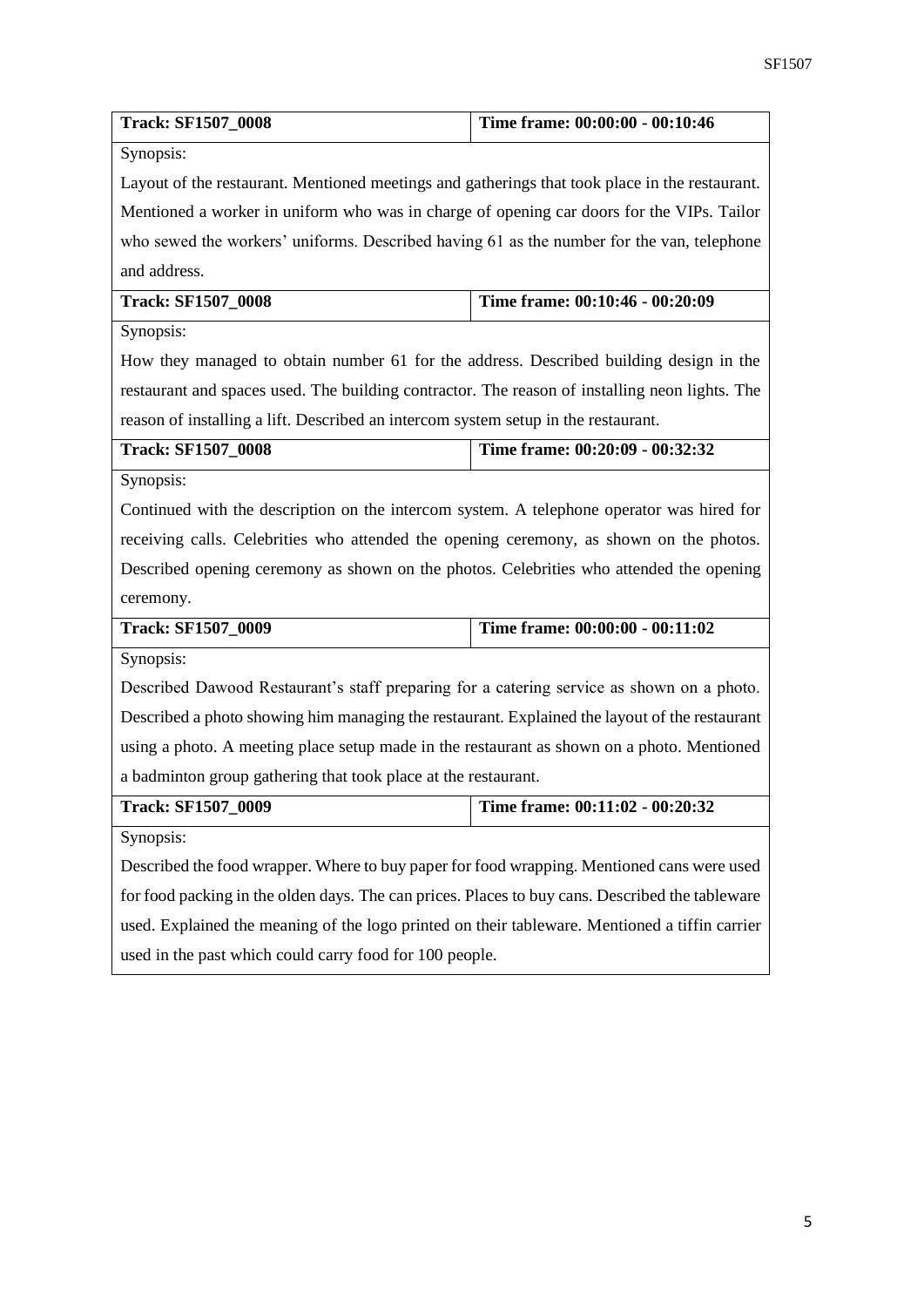| **Track: SF1507_0008** | **Time frame: 00:00:00 - 00:10:46** |
|---|---|
| Synopsis: Layout of the restaurant. Mentioned meetings and gatherings that took place in the restaurant. Mentioned a worker in uniform who was in charge of opening car doors for the VIPs. Tailor who sewed the workers' uniforms. Described having 61 as the number for the van, telephone and address. | |
| **Track: SF1507_0008** | **Time frame: 00:10:46 - 00:20:09** |
| Synopsis: How they managed to obtain number 61 for the address. Described building design in the restaurant and spaces used. The building contractor. The reason of installing neon lights. The reason of installing a lift. Described an intercom system setup in the restaurant. | |
| **Track: SF1507_0008** | **Time frame: 00:20:09 - 00:32:32** |
| Synopsis: Continued with the description on the intercom system. A telephone operator was hired for receiving calls. Celebrities who attended the opening ceremony, as shown on the photos. Described opening ceremony as shown on the photos. Celebrities who attended the opening ceremony. | |
| **Track: SF1507_0009** | **Time frame: 00:00:00 - 00:11:02** |
| Synopsis: Described Dawood Restaurant's staff preparing for a catering service as shown on a photo. Described a photo showing him managing the restaurant. Explained the layout of the restaurant using a photo. A meeting place setup made in the restaurant as shown on a photo. Mentioned a badminton group gathering that took place at the restaurant. | |
| **Track: SF1507_0009** | **Time frame: 00:11:02 - 00:20:32** |
| Synopsis: Described the food wrapper. Where to buy paper for food wrapping. Mentioned cans were used for food packing in the olden days. The can prices. Places to buy cans. Described the tableware used. Explained the meaning of the logo printed on their tableware. Mentioned a tiffin carrier used in the past which could carry food for 100 people. | |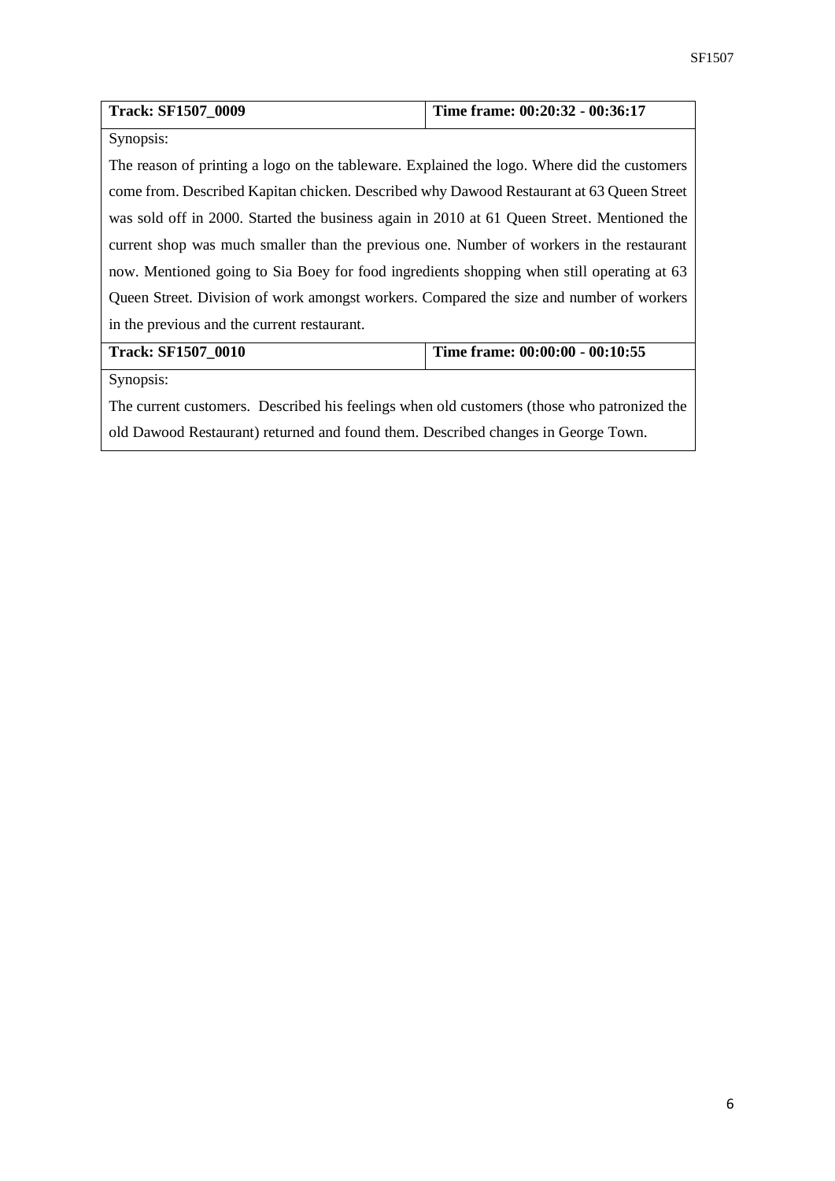| **Track: SF1507_0009** | **Time frame: 00:20:32 - 00:36:17** |
|---|---|
| Synopsis: The reason of printing a logo on the tableware. Explained the logo. Where did the customers come from. Described Kapitan chicken. Described why Dawood Restaurant at 63 Queen Street was sold off in 2000. Started the business again in 2010 at 61 Queen Street. Mentioned the current shop was much smaller than the previous one. Number of workers in the restaurant now. Mentioned going to Sia Boey for food ingredients shopping when still operating at 63 Queen Street. Division of work amongst workers. Compared the size and number of workers in the previous and the current restaurant. | |
| **Track: SF1507_0010** | **Time frame: 00:00:00 - 00:10:55** |
| Synopsis: The current customers. Described his feelings when old customers (those who patronized the old Dawood Restaurant) returned and found them. Described changes in George Town. | |